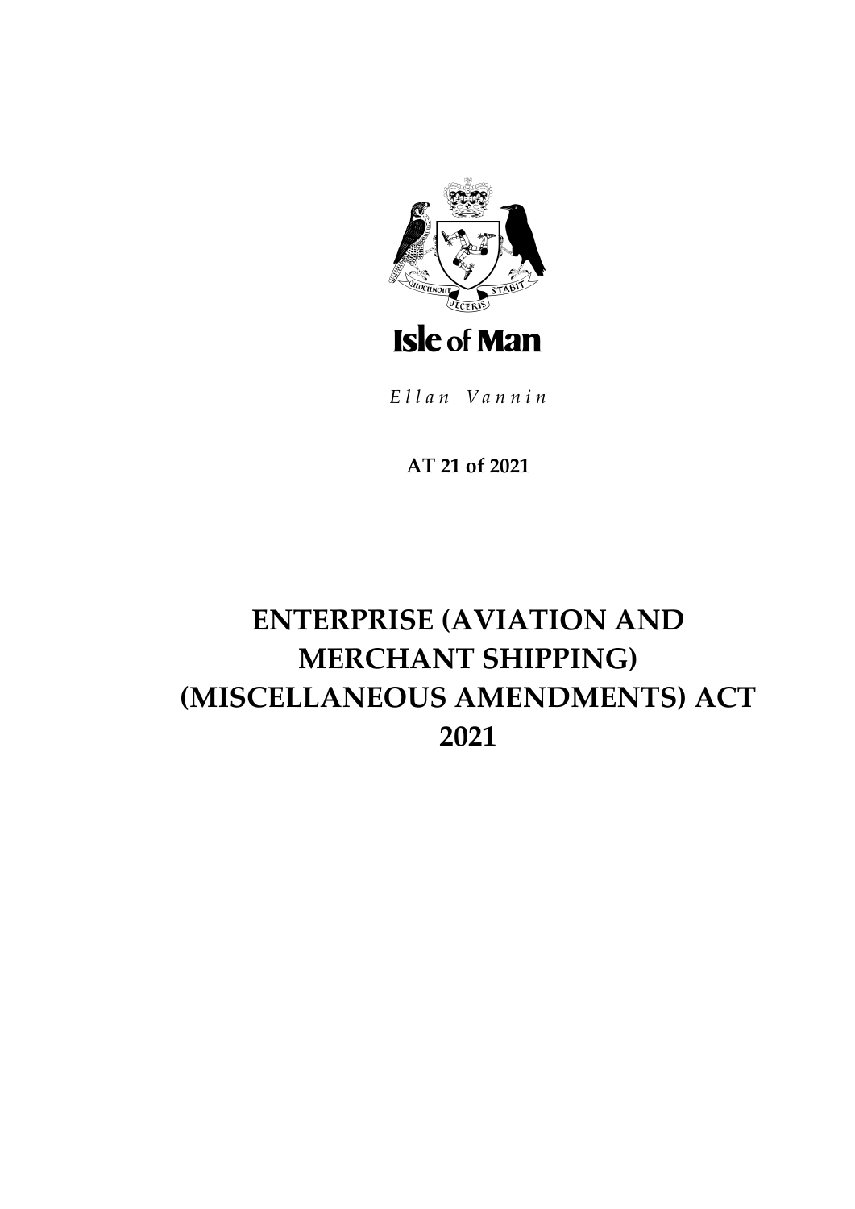Isle of Man

*Ellan Vannin*

**AT 21 of 2021**

# ENTERPRISE (AVIATION AND MERCHANT SHIPPING) (MISCELLANEOUS AMENDMENTS) ACT 2021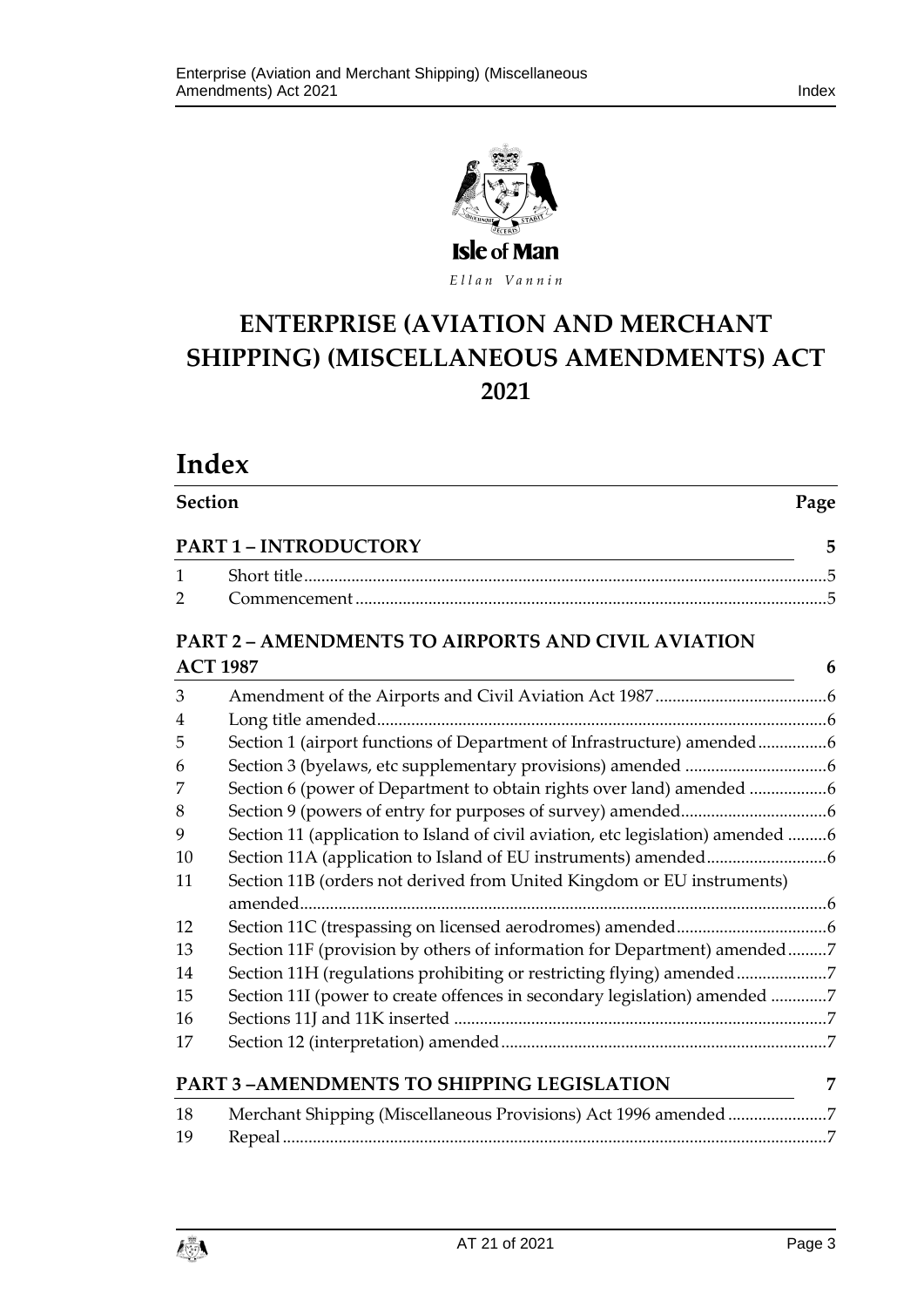Isle of Man

*Ellan Vannin*

# ENTERPRISE (AVIATION AND MERCHANT SHIPPING) (MISCELLANEOUS AMENDMENTS) ACT 2021

# Index

| Section | | Page |
|---|---|---|
| **PART 1 – INTRODUCTORY** | | **5** |
| 1 | Short title | 5 |
| 2 | Commencement | 5 |
| **PART 2 – AMENDMENTS TO AIRPORTS AND CIVIL AVIATION ACT 1987** | | **6** |
| 3 | Amendment of the Airports and Civil Aviation Act 1987 | 6 |
| 4 | Long title amended | 6 |
| 5 | Section 1 (airport functions of Department of Infrastructure) amended | 6 |
| 6 | Section 3 (byelaws, etc supplementary provisions) amended | 6 |
| 7 | Section 6 (power of Department to obtain rights over land) amended | 6 |
| 8 | Section 9 (powers of entry for purposes of survey) amended | 6 |
| 9 | Section 11 (application to Island of civil aviation, etc legislation) amended | 6 |
| 10 | Section 11A (application to Island of EU instruments) amended | 6 |
| 11 | Section 11B (orders not derived from United Kingdom or EU instruments) amended | 6 |
| 12 | Section 11C (trespassing on licensed aerodromes) amended | 6 |
| 13 | Section 11F (provision by others of information for Department) amended | 7 |
| 14 | Section 11H (regulations prohibiting or restricting flying) amended | 7 |
| 15 | Section 11I (power to create offences in secondary legislation) amended | 7 |
| 16 | Sections 11J and 11K inserted | 7 |
| 17 | Section 12 (interpretation) amended | 7 |
| **PART 3 –AMENDMENTS TO SHIPPING LEGISLATION** | | **7** |
| 18 | Merchant Shipping (Miscellaneous Provisions) Act 1996 amended | 7 |
| 19 | Repeal | 7 |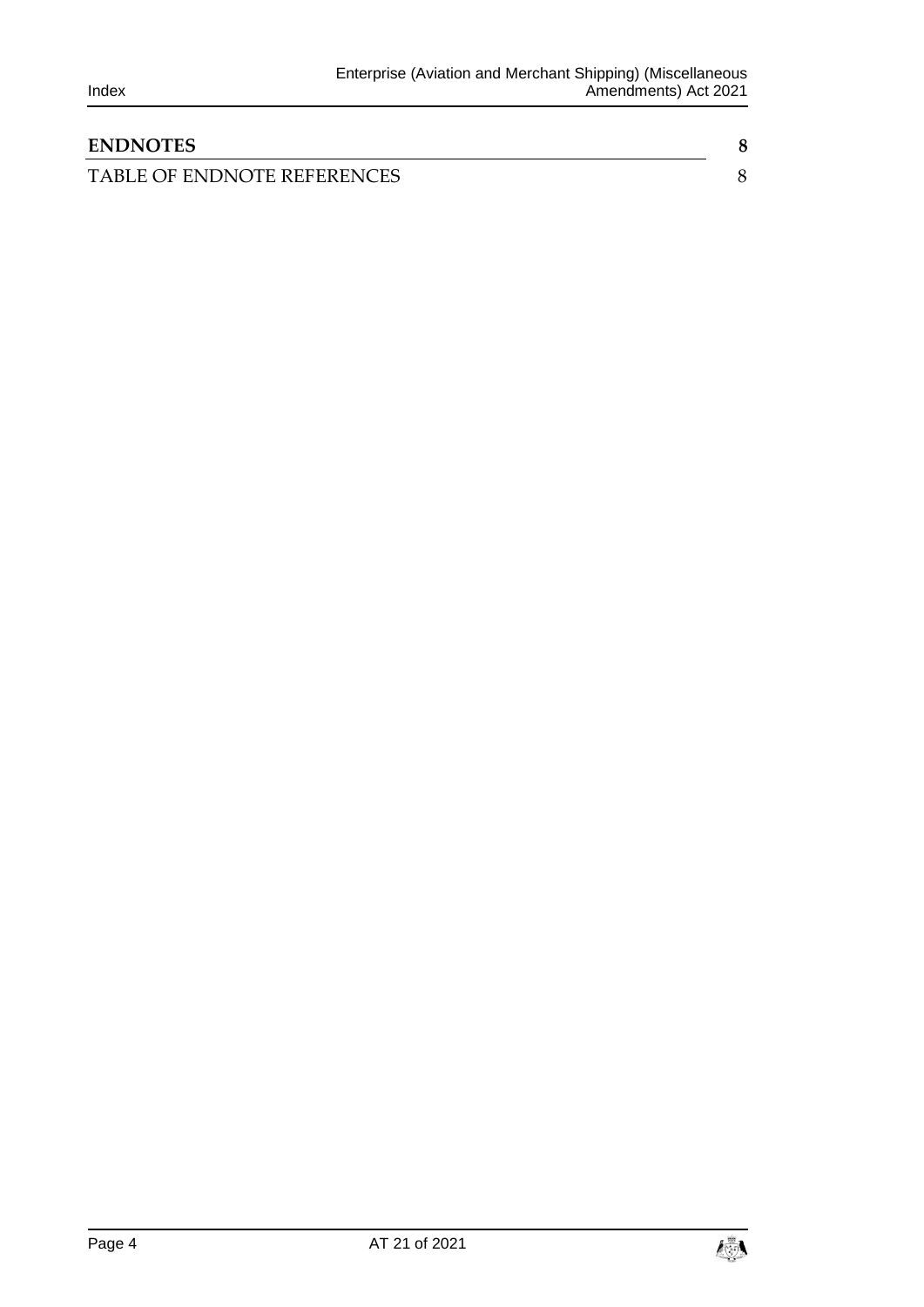**ENDNOTES** **8**

TABLE OF ENDNOTE REFERENCES 8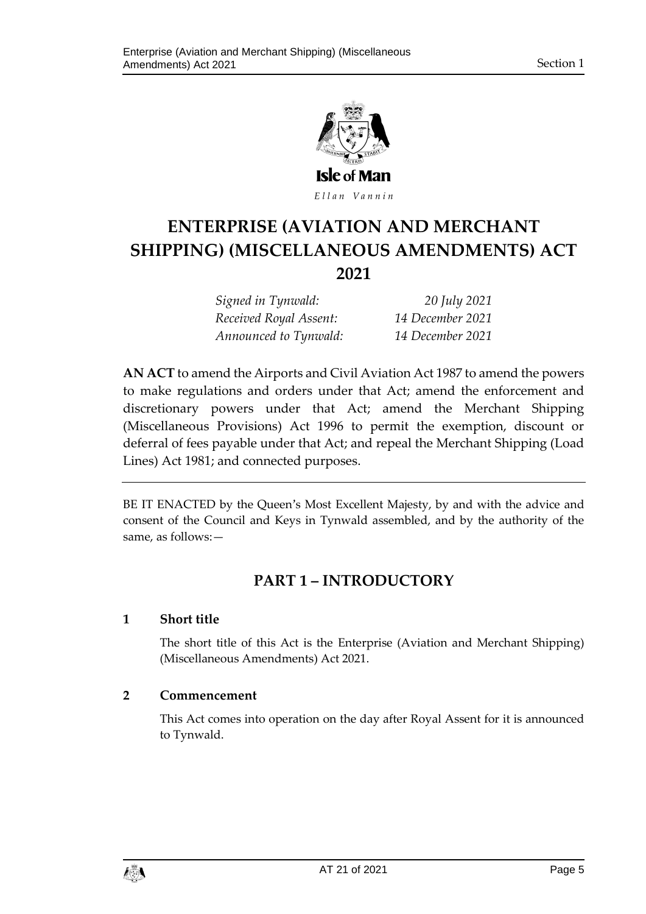Isle of Man

*Ellan Vannin*

# ENTERPRISE (AVIATION AND MERCHANT SHIPPING) (MISCELLANEOUS AMENDMENTS) ACT 2021

| | |
|---|---|
| *Signed in Tynwald:* | *20 July 2021* |
| *Received Royal Assent:* | *14 December 2021* |
| *Announced to Tynwald:* | *14 December 2021* |

**AN ACT** to amend the Airports and Civil Aviation Act 1987 to amend the powers to make regulations and orders under that Act; amend the enforcement and discretionary powers under that Act; amend the Merchant Shipping (Miscellaneous Provisions) Act 1996 to permit the exemption, discount or deferral of fees payable under that Act; and repeal the Merchant Shipping (Load Lines) Act 1981; and connected purposes.

---

BE IT ENACTED by the Queen's Most Excellent Majesty, by and with the advice and consent of the Council and Keys in Tynwald assembled, and by the authority of the same, as follows:—

## PART 1 – INTRODUCTORY

### 1 Short title

The short title of this Act is the Enterprise (Aviation and Merchant Shipping) (Miscellaneous Amendments) Act 2021.

### 2 Commencement

This Act comes into operation on the day after Royal Assent for it is announced to Tynwald.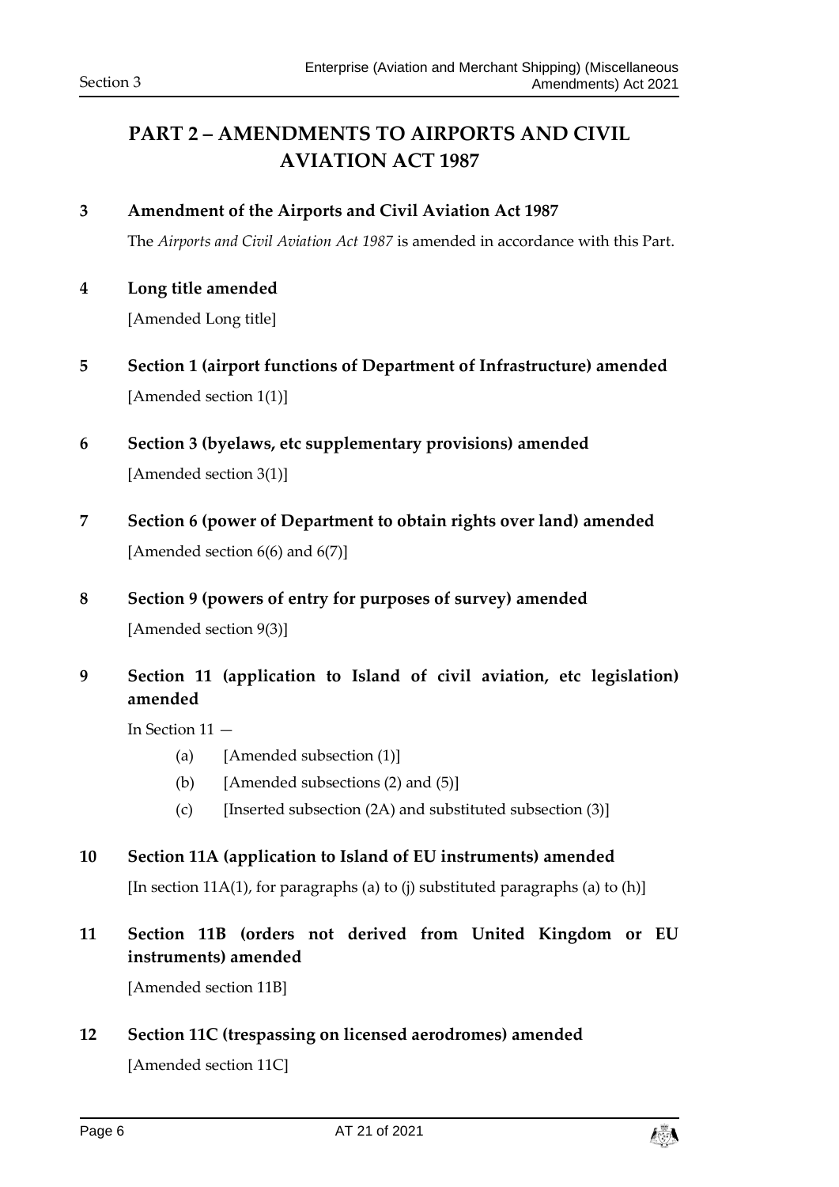# PART 2 – AMENDMENTS TO AIRPORTS AND CIVIL AVIATION ACT 1987

**3 Amendment of the Airports and Civil Aviation Act 1987**

The *Airports and Civil Aviation Act 1987* is amended in accordance with this Part.

**4 Long title amended**

[Amended Long title]

**5 Section 1 (airport functions of Department of Infrastructure) amended**

[Amended section 1(1)]

**6 Section 3 (byelaws, etc supplementary provisions) amended**

[Amended section 3(1)]

**7 Section 6 (power of Department to obtain rights over land) amended**

[Amended section 6(6) and 6(7)]

**8 Section 9 (powers of entry for purposes of survey) amended**

[Amended section 9(3)]

**9 Section 11 (application to Island of civil aviation, etc legislation) amended**

In Section 11 —

- (a) [Amended subsection (1)]
- (b) [Amended subsections (2) and (5)]
- (c) [Inserted subsection (2A) and substituted subsection (3)]

**10 Section 11A (application to Island of EU instruments) amended**

[In section 11A(1), for paragraphs (a) to (j) substituted paragraphs (a) to (h)]

**11 Section 11B (orders not derived from United Kingdom or EU instruments) amended**

[Amended section 11B]

**12 Section 11C (trespassing on licensed aerodromes) amended**

[Amended section 11C]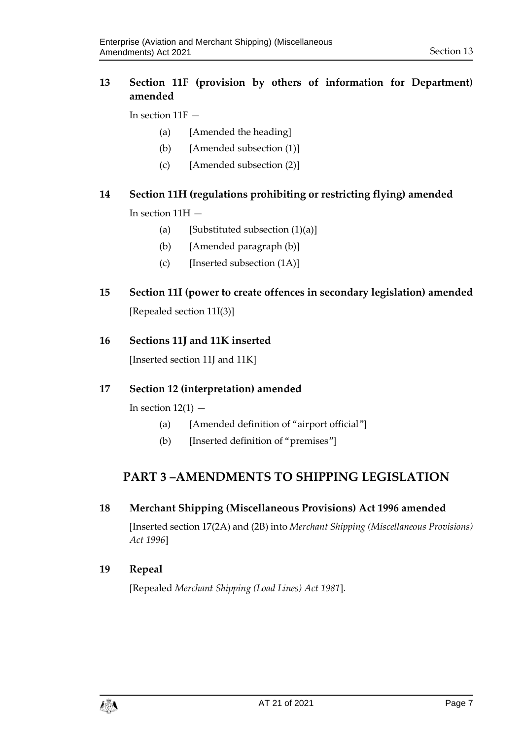### 13 Section 11F (provision by others of information for Department) amended

In section 11F —

(a) [Amended the heading]

(b) [Amended subsection (1)]

(c) [Amended subsection (2)]

### 14 Section 11H (regulations prohibiting or restricting flying) amended

In section 11H —

(a) [Substituted subsection (1)(a)]

(b) [Amended paragraph (b)]

(c) [Inserted subsection (1A)]

### 15 Section 11I (power to create offences in secondary legislation) amended

[Repealed section 11I(3)]

### 16 Sections 11J and 11K inserted

[Inserted section 11J and 11K]

### 17 Section 12 (interpretation) amended

In section 12(1) —

(a) [Amended definition of "airport official"]

(b) [Inserted definition of "premises"]

## PART 3 –AMENDMENTS TO SHIPPING LEGISLATION

### 18 Merchant Shipping (Miscellaneous Provisions) Act 1996 amended

[Inserted section 17(2A) and (2B) into *Merchant Shipping (Miscellaneous Provisions) Act 1996*]

### 19 Repeal

[Repealed *Merchant Shipping (Load Lines) Act 1981*].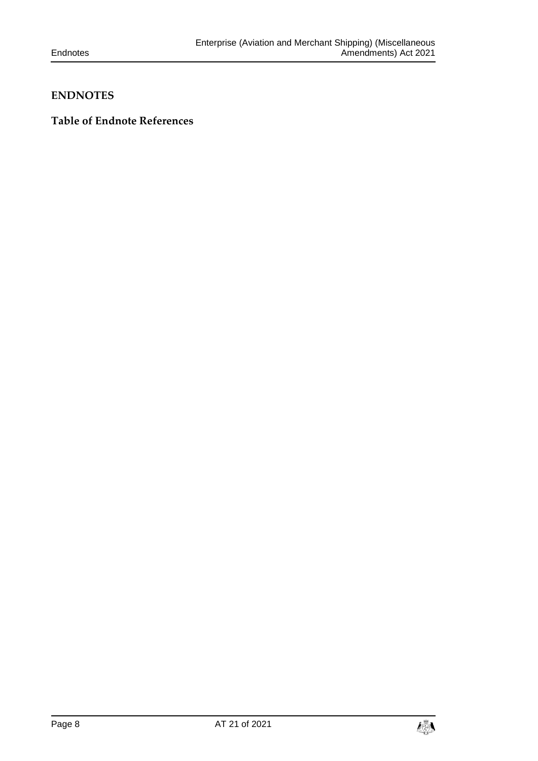## ENDNOTES

### Table of Endnote References